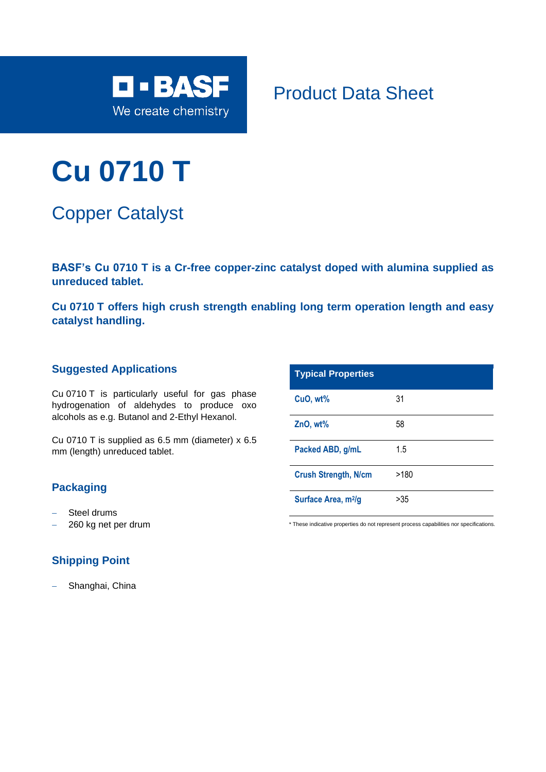BASF
We create chemistry

Product Data Sheet

# Cu 0710 T

## Copper Catalyst

**BASF's Cu 0710 T is a Cr-free copper-zinc catalyst doped with alumina supplied as unreduced tablet.**

**Cu 0710 T offers high crush strength enabling long term operation length and easy catalyst handling.**

### Suggested Applications

Cu 0710 T is particularly useful for gas phase hydrogenation of aldehydes to produce oxo alcohols as e.g. Butanol and 2-Ethyl Hexanol.

Cu 0710 T is supplied as 6.5 mm (diameter) x 6.5 mm (length) unreduced tablet.

### Packaging

- Steel drums
- 260 kg net per drum

### Shipping Point

- Shanghai, China

| Typical Properties | |
|---|---|
| CuO, wt% | 31 |
| ZnO, wt% | 58 |
| Packed ABD, g/mL | 1.5 |
| Crush Strength, N/cm | >180 |
| Surface Area, $m^2/g$ | >35 |

* These indicative properties do not represent process capabilities nor specifications.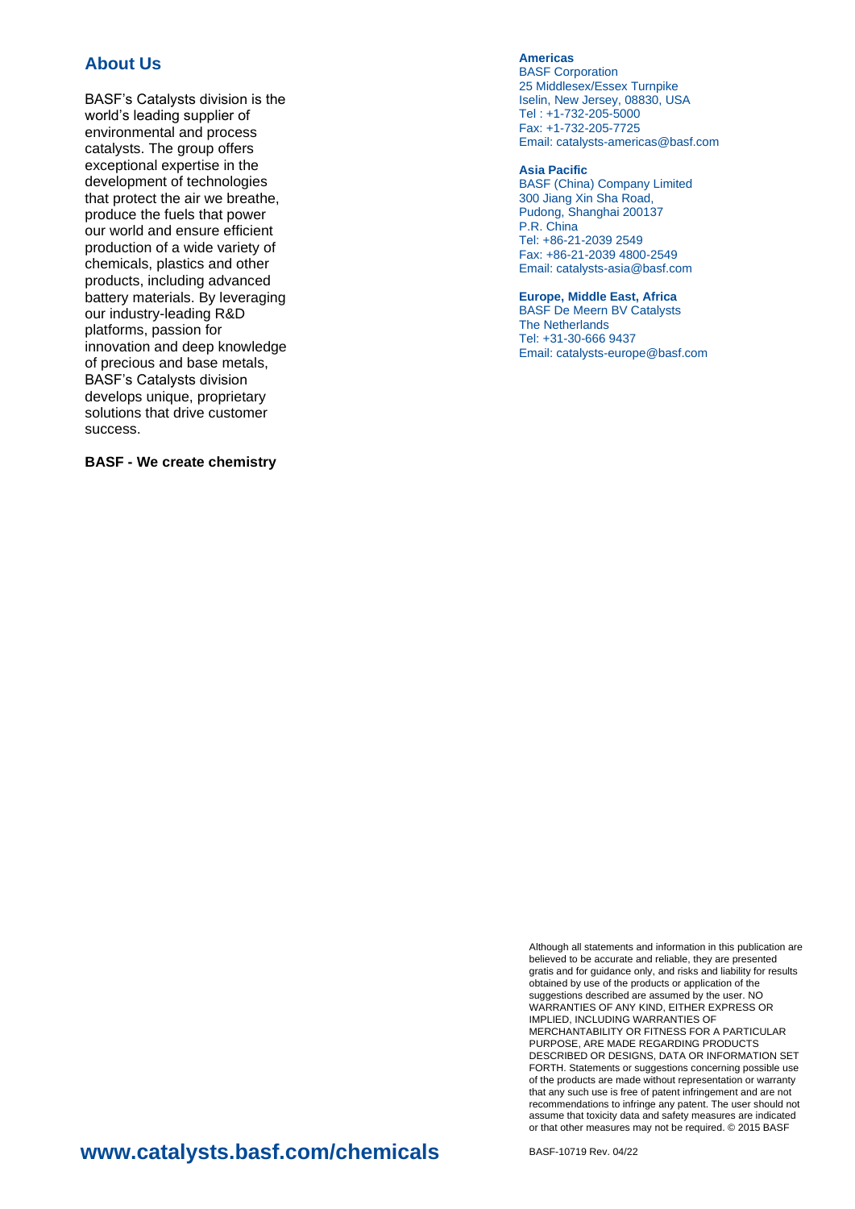## About Us

BASF's Catalysts division is the world's leading supplier of environmental and process catalysts. The group offers exceptional expertise in the development of technologies that protect the air we breathe, produce the fuels that power our world and ensure efficient production of a wide variety of chemicals, plastics and other products, including advanced battery materials. By leveraging our industry-leading R&D platforms, passion for innovation and deep knowledge of precious and base metals, BASF's Catalysts division develops unique, proprietary solutions that drive customer success.

**BASF - We create chemistry**

**Americas**
BASF Corporation
25 Middlesex/Essex Turnpike
Iselin, New Jersey, 08830, USA
Tel : +1-732-205-5000
Fax: +1-732-205-7725
Email: catalysts-americas@basf.com

**Asia Pacific**
BASF (China) Company Limited
300 Jiang Xin Sha Road,
Pudong, Shanghai 200137
P.R. China
Tel: +86-21-2039 2549
Fax: +86-21-2039 4800-2549
Email: catalysts-asia@basf.com

**Europe, Middle East, Africa**
BASF De Meern BV Catalysts
The Netherlands
Tel: +31-30-666 9437
Email: catalysts-europe@basf.com

Although all statements and information in this publication are believed to be accurate and reliable, they are presented gratis and for guidance only, and risks and liability for results obtained by use of the products or application of the suggestions described are assumed by the user. NO WARRANTIES OF ANY KIND, EITHER EXPRESS OR IMPLIED, INCLUDING WARRANTIES OF MERCHANTABILITY OR FITNESS FOR A PARTICULAR PURPOSE, ARE MADE REGARDING PRODUCTS DESCRIBED OR DESIGNS, DATA OR INFORMATION SET FORTH. Statements or suggestions concerning possible use of the products are made without representation or warranty that any such use is free of patent infringement and are not recommendations to infringe any patent. The user should not assume that toxicity data and safety measures are indicated or that other measures may not be required. © 2015 BASF

**www.catalysts.basf.com/chemicals**

BASF-10719 Rev. 04/22